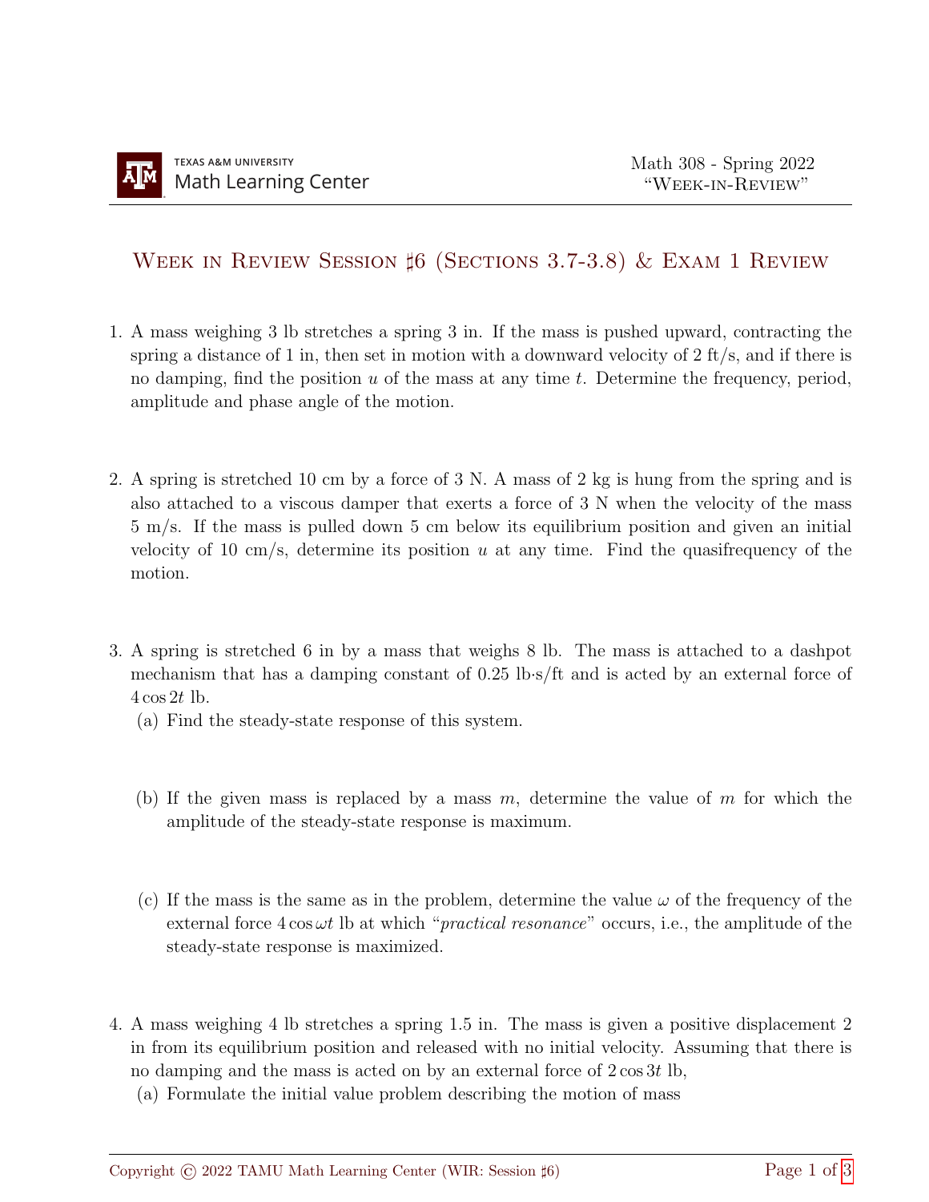# Week in Review Session ♯6 (Sections 3.7-3.8) & Exam 1 Review

1. A mass weighing 3 lb stretches a spring 3 in. If the mass is pushed upward, contracting the spring a distance of 1 in, then set in motion with a downward velocity of 2 ft/s, and if there is no damping, find the position $u$ of the mass at any time $t$. Determine the frequency, period, amplitude and phase angle of the motion.

2. A spring is stretched 10 cm by a force of 3 N. A mass of 2 kg is hung from the spring and is also attached to a viscous damper that exerts a force of 3 N when the velocity of the mass 5 m/s. If the mass is pulled down 5 cm below its equilibrium position and given an initial velocity of 10 cm/s, determine its position $u$ at any time. Find the quasifrequency of the motion.

3. A spring is stretched 6 in by a mass that weighs 8 lb. The mass is attached to a dashpot mechanism that has a damping constant of 0.25 lb·s/ft and is acted by an external force of $4\cos 2t$ lb.
   (a) Find the steady-state response of this system.

   (b) If the given mass is replaced by a mass $m$, determine the value of $m$ for which the amplitude of the steady-state response is maximum.

   (c) If the mass is the same as in the problem, determine the value $\omega$ of the frequency of the external force $4\cos\omega t$ lb at which "*practical resonance*" occurs, i.e., the amplitude of the steady-state response is maximized.

4. A mass weighing 4 lb stretches a spring 1.5 in. The mass is given a positive displacement 2 in from its equilibrium position and released with no initial velocity. Assuming that there is no damping and the mass is acted on by an external force of $2\cos 3t$ lb,
   (a) Formulate the initial value problem describing the motion of mass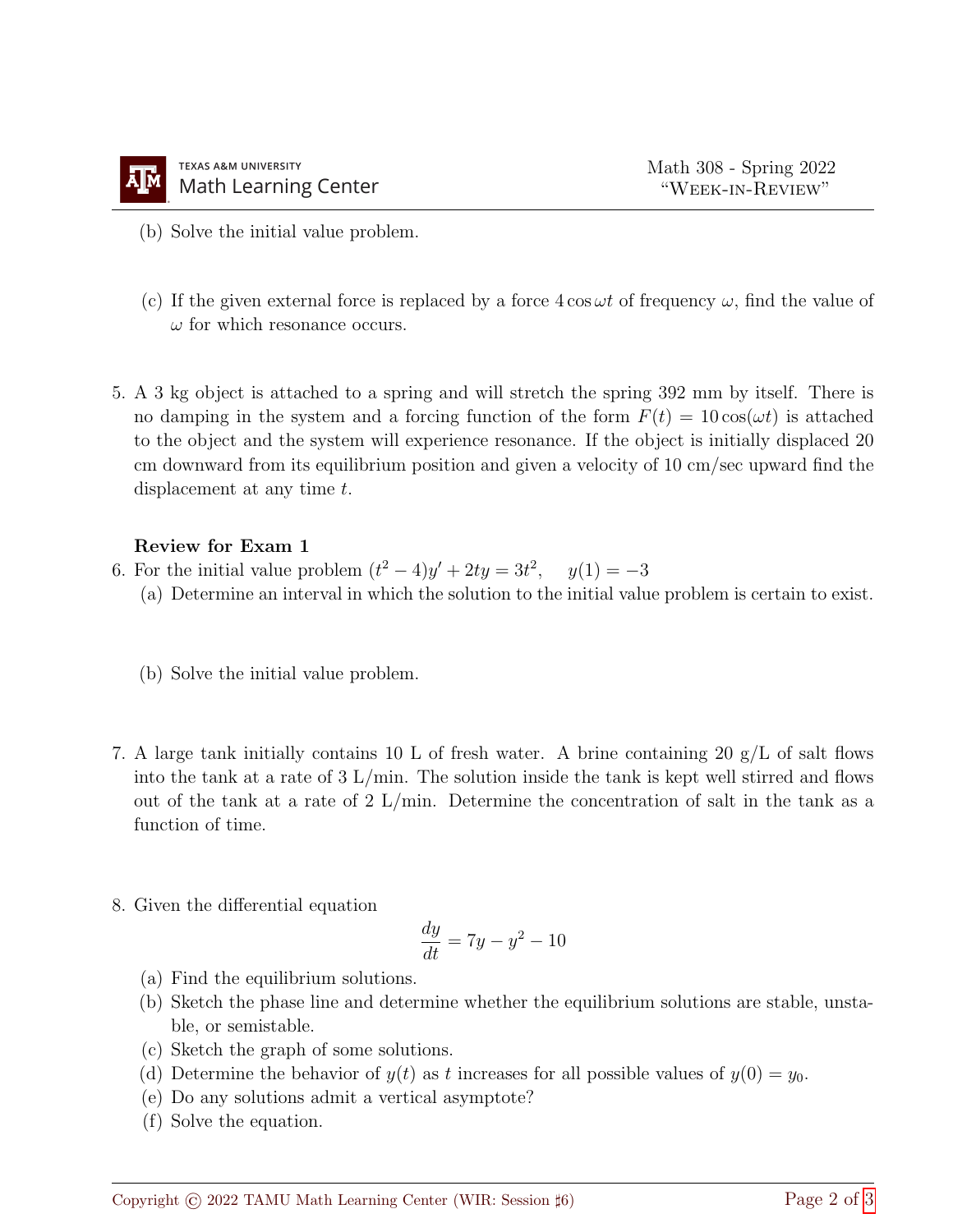(b) Solve the initial value problem.

(c) If the given external force is replaced by a force $4\cos\omega t$ of frequency $\omega$, find the value of $\omega$ for which resonance occurs.

5. A 3 kg object is attached to a spring and will stretch the spring 392 mm by itself. There is no damping in the system and a forcing function of the form $F(t) = 10\cos(\omega t)$ is attached to the object and the system will experience resonance. If the object is initially displaced 20 cm downward from its equilibrium position and given a velocity of 10 cm/sec upward find the displacement at any time $t$.

**Review for Exam 1**

6. For the initial value problem $(t^2 - 4)y' + 2ty = 3t^2, \quad y(1) = -3$

   (a) Determine an interval in which the solution to the initial value problem is certain to exist.

   (b) Solve the initial value problem.

7. A large tank initially contains 10 L of fresh water. A brine containing 20 g/L of salt flows into the tank at a rate of 3 L/min. The solution inside the tank is kept well stirred and flows out of the tank at a rate of 2 L/min. Determine the concentration of salt in the tank as a function of time.

8. Given the differential equation

$$\frac{dy}{dt} = 7y - y^2 - 10$$

   (a) Find the equilibrium solutions.

   (b) Sketch the phase line and determine whether the equilibrium solutions are stable, unstable, or semistable.

   (c) Sketch the graph of some solutions.

   (d) Determine the behavior of $y(t)$ as $t$ increases for all possible values of $y(0) = y_0$.

   (e) Do any solutions admit a vertical asymptote?

   (f) Solve the equation.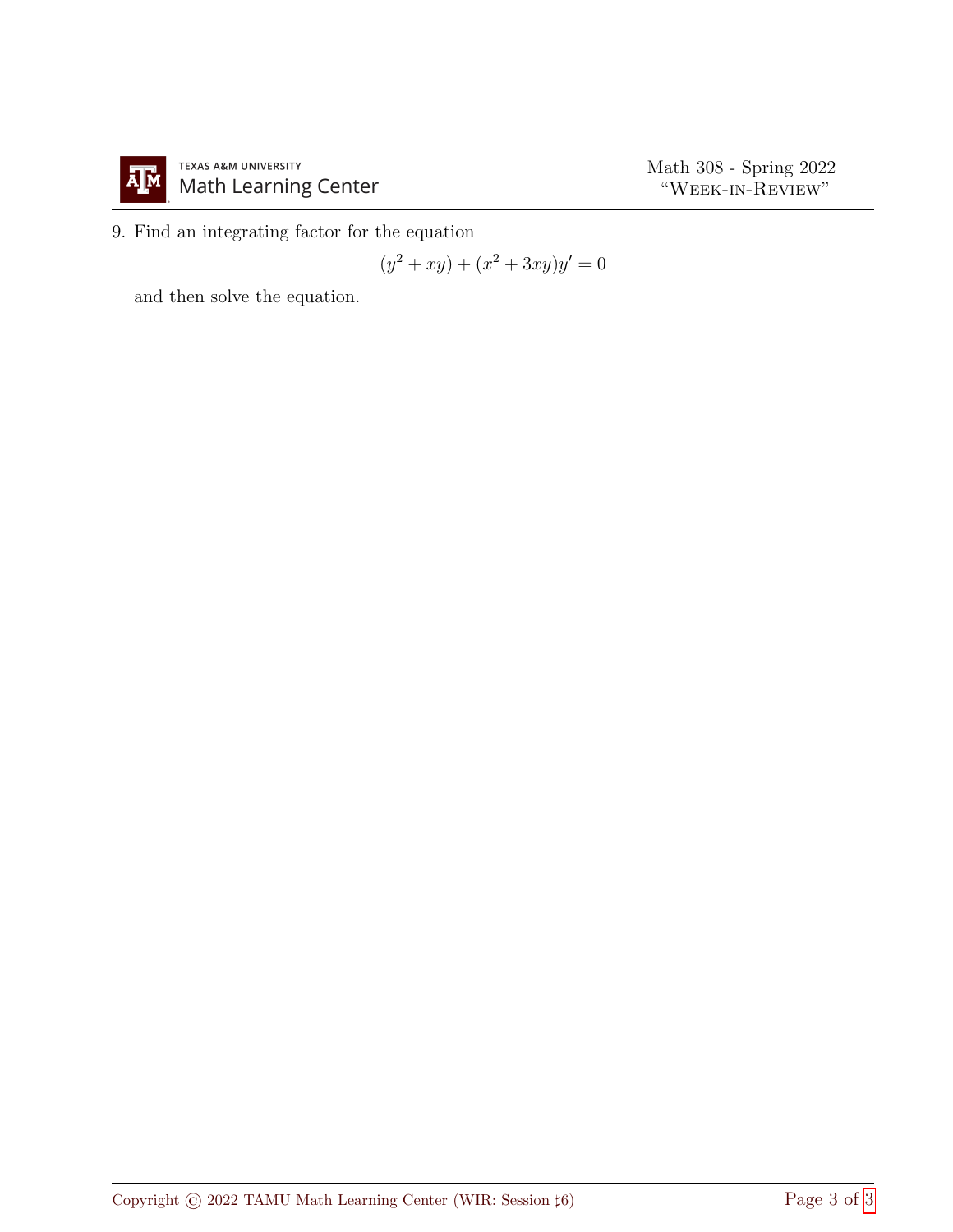9. Find an integrating factor for the equation

$$(y^2 + xy) + (x^2 + 3xy)y' = 0$$

and then solve the equation.